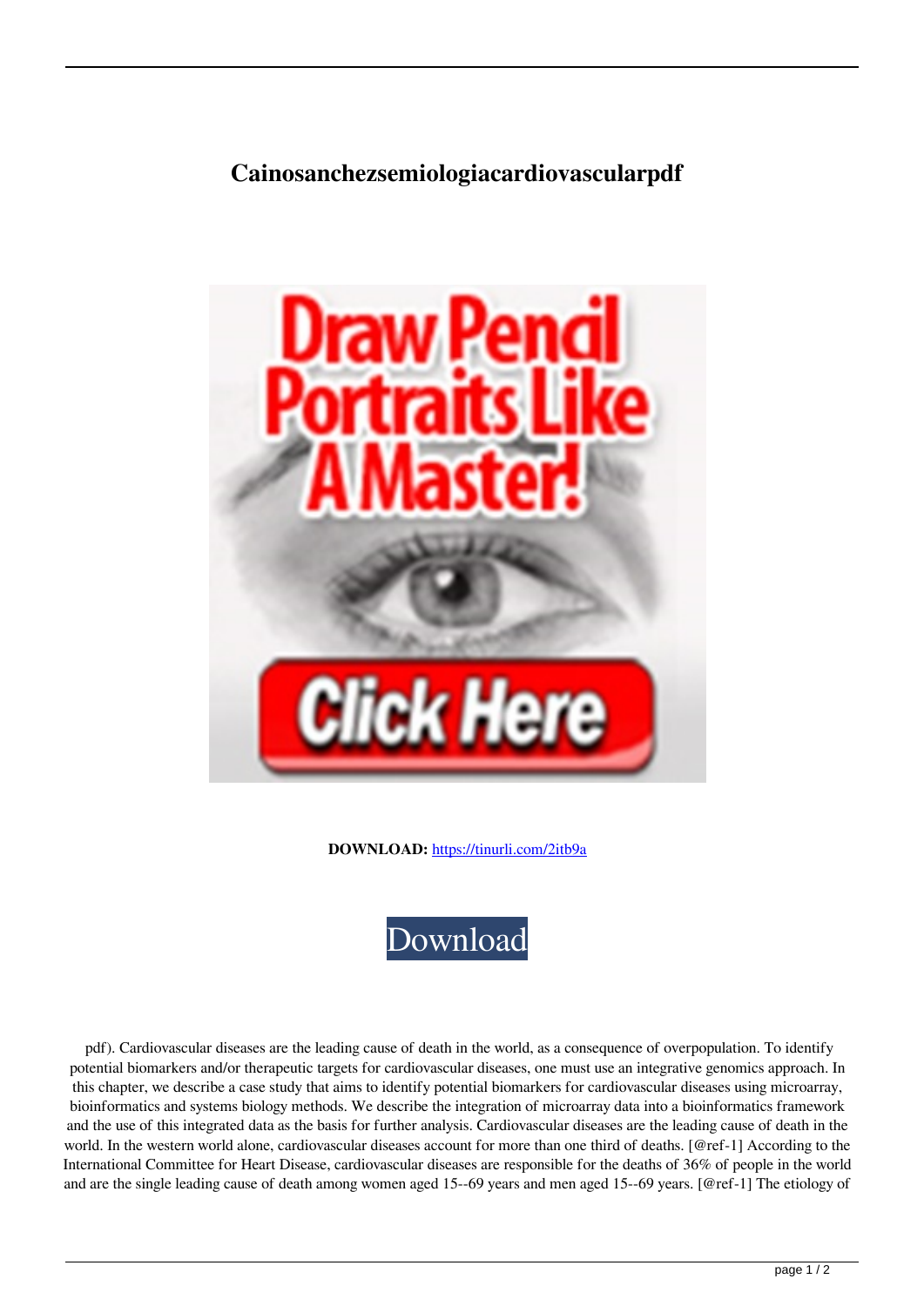# Cainosanchezsemiologiacardiovascularpdf

**DOWNLOAD:** https://tinurli.com/2itb9a

Download

pdf). Cardiovascular diseases are the leading cause of death in the world, as a consequence of overpopulation. To identify potential biomarkers and/or therapeutic targets for cardiovascular diseases, one must use an integrative genomics approach. In this chapter, we describe a case study that aims to identify potential biomarkers for cardiovascular diseases using microarray, bioinformatics and systems biology methods. We describe the integration of microarray data into a bioinformatics framework and the use of this integrated data as the basis for further analysis. Cardiovascular diseases are the leading cause of death in the world. In the western world alone, cardiovascular diseases account for more than one third of deaths. [@ref-1] According to the International Committee for Heart Disease, cardiovascular diseases are responsible for the deaths of 36% of people in the world and are the single leading cause of death among women aged 15--69 years and men aged 15--69 years. [@ref-1] The etiology of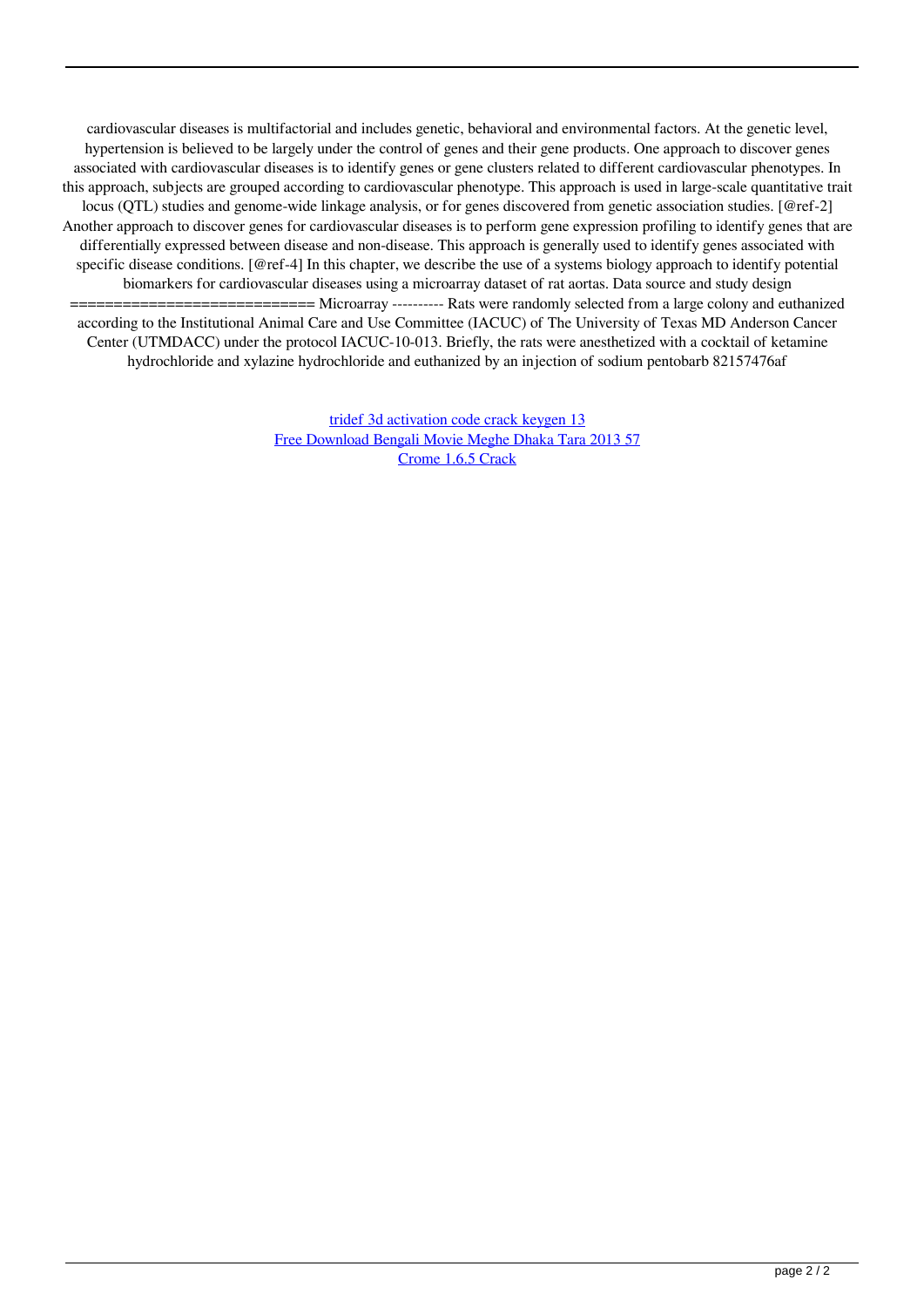cardiovascular diseases is multifactorial and includes genetic, behavioral and environmental factors. At the genetic level, hypertension is believed to be largely under the control of genes and their gene products. One approach to discover genes associated with cardiovascular diseases is to identify genes or gene clusters related to different cardiovascular phenotypes. In this approach, subjects are grouped according to cardiovascular phenotype. This approach is used in large-scale quantitative trait locus (QTL) studies and genome-wide linkage analysis, or for genes discovered from genetic association studies. [@ref-2] Another approach to discover genes for cardiovascular diseases is to perform gene expression profiling to identify genes that are differentially expressed between disease and non-disease. This approach is generally used to identify genes associated with specific disease conditions. [@ref-4] In this chapter, we describe the use of a systems biology approach to identify potential biomarkers for cardiovascular diseases using a microarray dataset of rat aortas. Data source and study design ============================ Microarray ---------- Rats were randomly selected from a large colony and euthanized according to the Institutional Animal Care and Use Committee (IACUC) of The University of Texas MD Anderson Cancer Center (UTMDACC) under the protocol IACUC-10-013. Briefly, the rats were anesthetized with a cocktail of ketamine hydrochloride and xylazine hydrochloride and euthanized by an injection of sodium pentobarb 82157476af

tridef 3d activation code crack keygen 13
Free Download Bengali Movie Meghe Dhaka Tara 2013 57
Crome 1.6.5 Crack